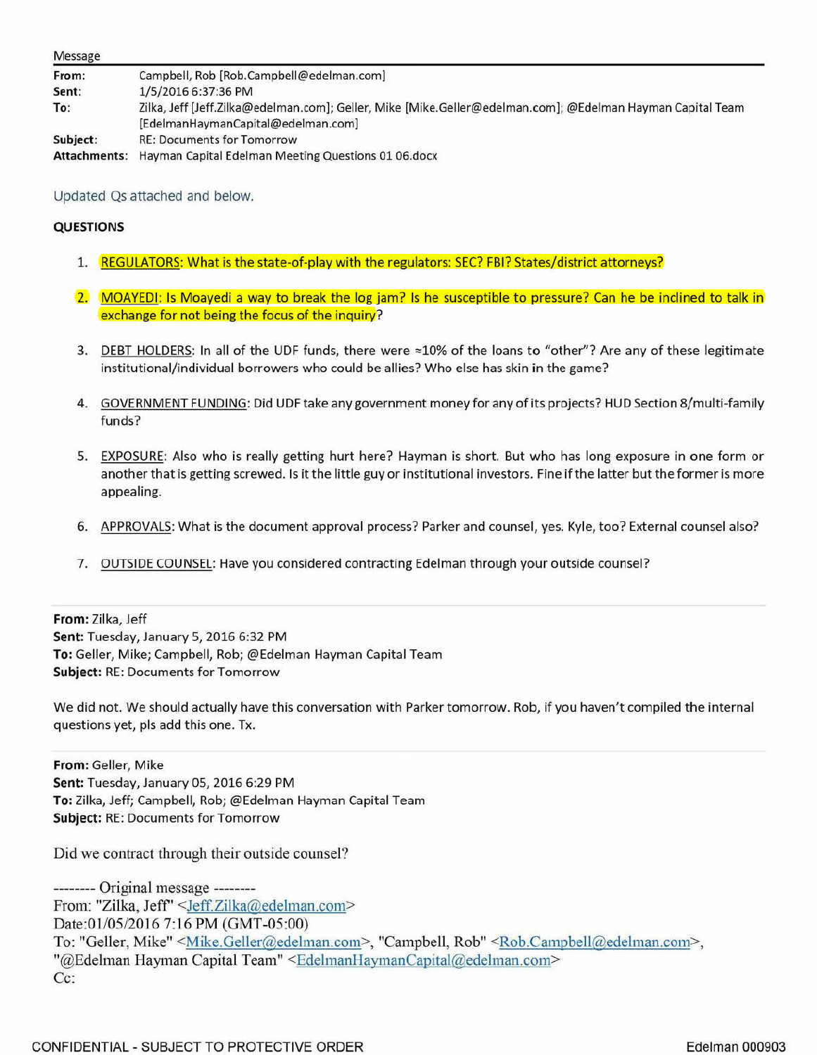Message

**From:** Campbell, Rob [Rob.Campbell@edelman.com]
**Sent:** 1/5/2016 6:37:36 PM
**To:** Zilka, Jeff [Jeff.Zilka@edelman.com]; Geller, Mike [Mike.Geller@edelman.com]; @Edelman Hayman Capital Team [EdelmanHaymanCapital@edelman.com]
**Subject:** RE: Documents for Tomorrow
**Attachments:** Hayman Capital Edelman Meeting Questions 01 06.docx

Updated Qs attached and below.

**QUESTIONS**

1. REGULATORS: What is the state-of-play with the regulators: SEC? FBI? States/district attorneys?

2. MOAYEDI: Is Moayedi a way to break the log jam? Is he susceptible to pressure? Can he be inclined to talk in exchange for not being the focus of the inquiry?

3. DEBT HOLDERS: In all of the UDF funds, there were ≈10% of the loans to "other"? Are any of these legitimate institutional/individual borrowers who could be allies? Who else has skin in the game?

4. GOVERNMENT FUNDING: Did UDF take any government money for any of its projects? HUD Section 8/multi-family funds?

5. EXPOSURE: Also who is really getting hurt here? Hayman is short. But who has long exposure in one form or another that is getting screwed. Is it the little guy or institutional investors. Fine if the latter but the former is more appealing.

6. APPROVALS: What is the document approval process? Parker and counsel, yes. Kyle, too? External counsel also?

7. OUTSIDE COUNSEL: Have you considered contracting Edelman through your outside counsel?

---

**From:** Zilka, Jeff
**Sent:** Tuesday, January 5, 2016 6:32 PM
**To:** Geller, Mike; Campbell, Rob; @Edelman Hayman Capital Team
**Subject:** RE: Documents for Tomorrow

We did not. We should actually have this conversation with Parker tomorrow. Rob, if you haven't compiled the internal questions yet, pls add this one. Tx.

---

**From:** Geller, Mike
**Sent:** Tuesday, January 05, 2016 6:29 PM
**To:** Zilka, Jeff; Campbell, Rob; @Edelman Hayman Capital Team
**Subject:** RE: Documents for Tomorrow

Did we contract through their outside counsel?

-------- Original message --------
From: "Zilka, Jeff" <Jeff.Zilka@edelman.com>
Date:01/05/2016 7:16 PM (GMT-05:00)
To: "Geller, Mike" <Mike.Geller@edelman.com>, "Campbell, Rob" <Rob.Campbell@edelman.com>, "@Edelman Hayman Capital Team" <EdelmanHaymanCapital@edelman.com>
Cc:

CONFIDENTIAL - SUBJECT TO PROTECTIVE ORDER

Edelman 000903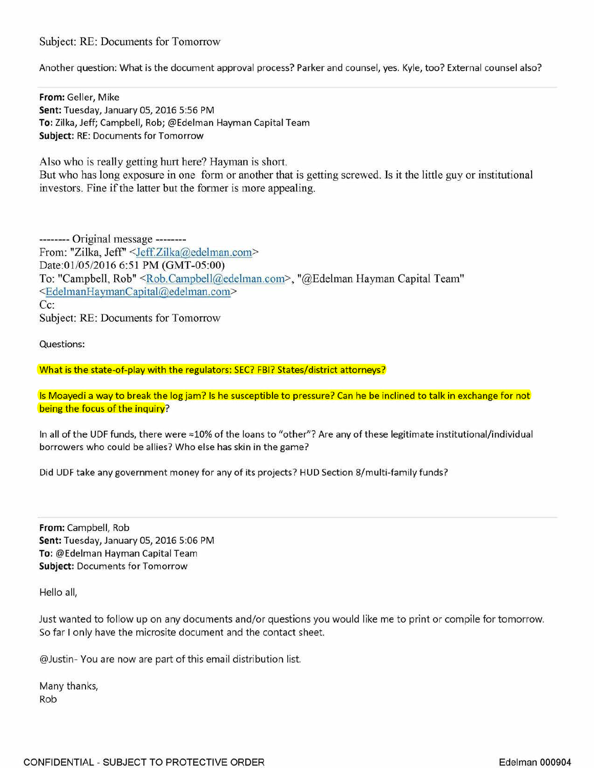Subject: RE: Documents for Tomorrow

Another question: What is the document approval process? Parker and counsel, yes. Kyle, too? External counsel also?

---

**From:** Geller, Mike
**Sent:** Tuesday, January 05, 2016 5:56 PM
**To:** Zilka, Jeff; Campbell, Rob; @Edelman Hayman Capital Team
**Subject:** RE: Documents for Tomorrow

Also who is really getting hurt here? Hayman is short.
But who has long exposure in one form or another that is getting screwed. Is it the little guy or institutional investors. Fine if the latter but the former is more appealing.

-------- Original message --------
From: "Zilka, Jeff" <Jeff.Zilka@edelman.com>
Date:01/05/2016 6:51 PM (GMT-05:00)
To: "Campbell, Rob" <Rob.Campbell@edelman.com>, "@Edelman Hayman Capital Team" <EdelmanHaymanCapital@edelman.com>
Cc:
Subject: RE: Documents for Tomorrow

Questions:

What is the state-of-play with the regulators: SEC? FBI? States/district attorneys?

Is Moayedi a way to break the log jam? Is he susceptible to pressure? Can he be inclined to talk in exchange for not being the focus of the inquiry?

In all of the UDF funds, there were ≈10% of the loans to "other"? Are any of these legitimate institutional/individual borrowers who could be allies? Who else has skin in the game?

Did UDF take any government money for any of its projects? HUD Section 8/multi-family funds?

---

**From:** Campbell, Rob
**Sent:** Tuesday, January 05, 2016 5:06 PM
**To:** @Edelman Hayman Capital Team
**Subject:** Documents for Tomorrow

Hello all,

Just wanted to follow up on any documents and/or questions you would like me to print or compile for tomorrow. So far I only have the microsite document and the contact sheet.

@Justin- You are now are part of this email distribution list.

Many thanks,
Rob

CONFIDENTIAL - SUBJECT TO PROTECTIVE ORDER

Edelman 000904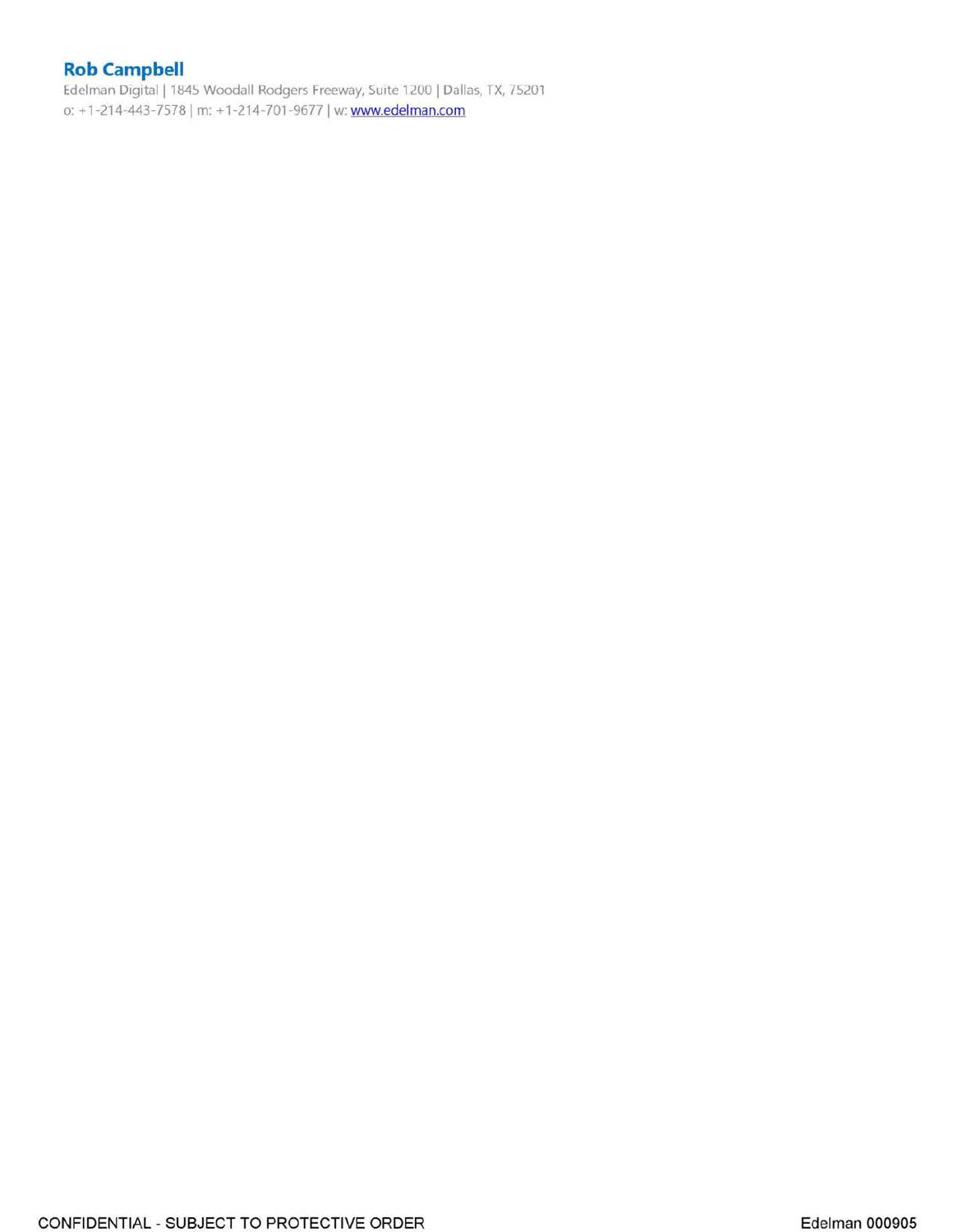**Rob Campbell**
Edelman Digital | 1845 Woodall Rodgers Freeway, Suite 1200 | Dallas, TX, 75201
o: +1-214-443-7578 | m: +1-214-701-9677 | w: www.edelman.com

CONFIDENTIAL - SUBJECT TO PROTECTIVE ORDER

Edelman 000905